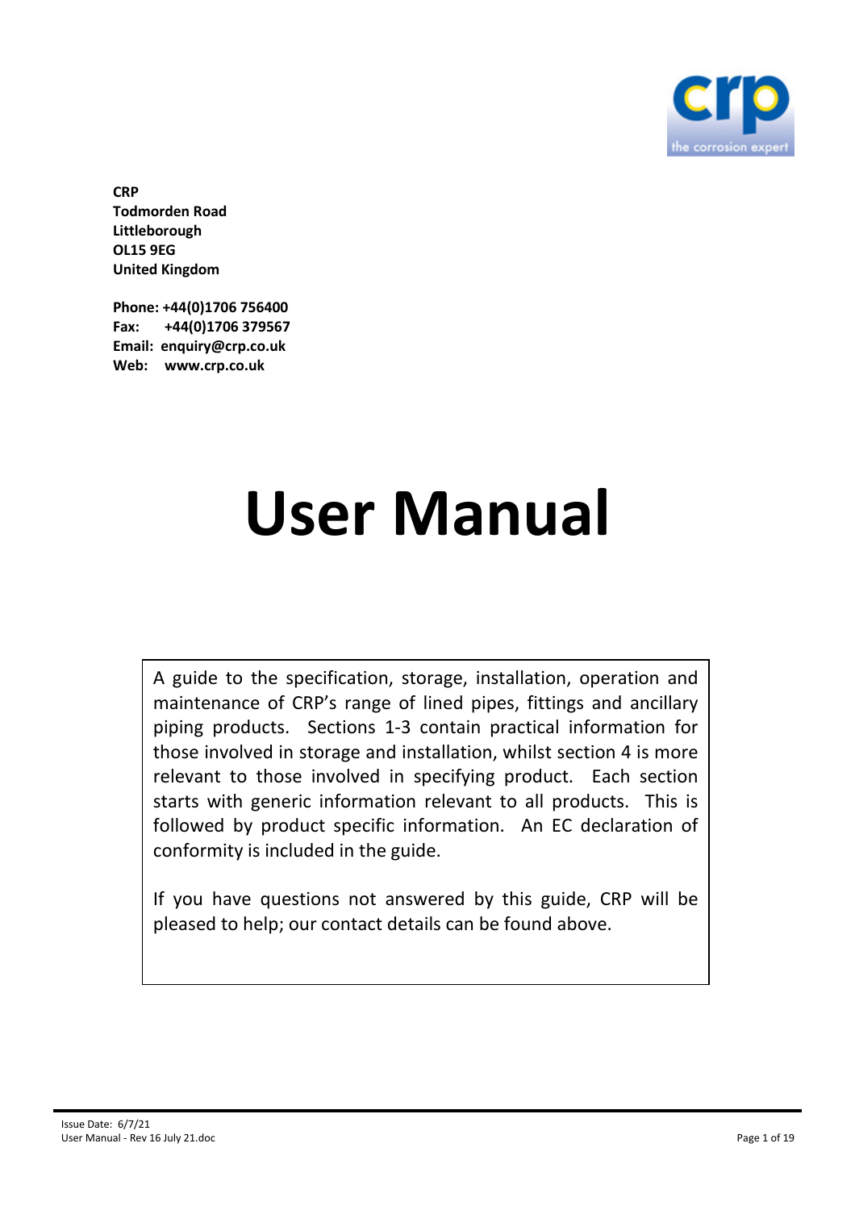**CRP**
**Todmorden Road**
**Littleborough**
**OL15 9EG**
**United Kingdom**

**Phone: +44(0)1706 756400**
**Fax: +44(0)1706 379567**
**Email: enquiry@crp.co.uk**
**Web: www.crp.co.uk**

# User Manual

A guide to the specification, storage, installation, operation and maintenance of CRP's range of lined pipes, fittings and ancillary piping products. Sections 1-3 contain practical information for those involved in storage and installation, whilst section 4 is more relevant to those involved in specifying product. Each section starts with generic information relevant to all products. This is followed by product specific information. An EC declaration of conformity is included in the guide.

If you have questions not answered by this guide, CRP will be pleased to help; our contact details can be found above.

Issue Date: 6/7/21
User Manual - Rev 16 July 21.doc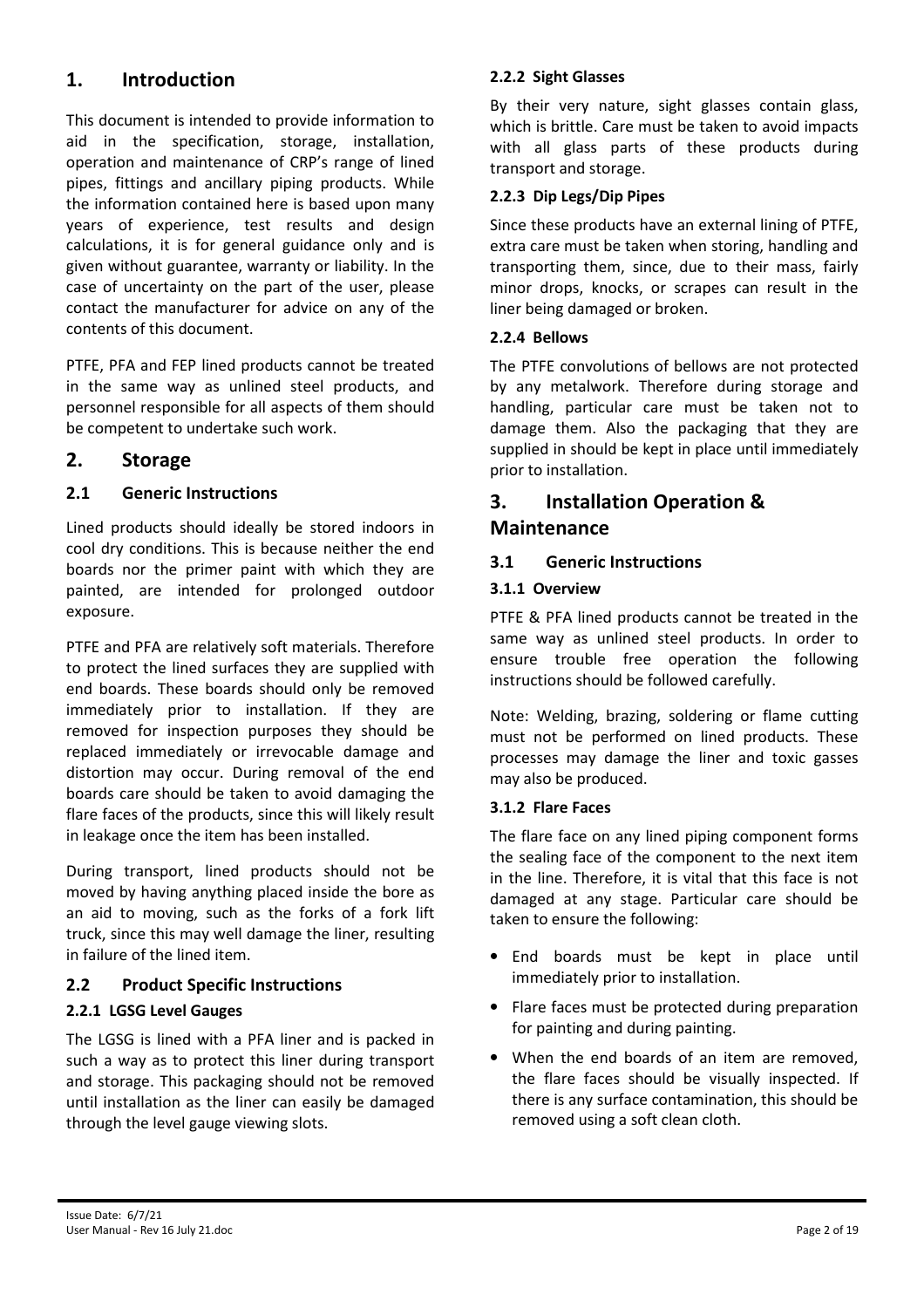# 1. Introduction

This document is intended to provide information to aid in the specification, storage, installation, operation and maintenance of CRP's range of lined pipes, fittings and ancillary piping products. While the information contained here is based upon many years of experience, test results and design calculations, it is for general guidance only and is given without guarantee, warranty or liability. In the case of uncertainty on the part of the user, please contact the manufacturer for advice on any of the contents of this document.

PTFE, PFA and FEP lined products cannot be treated in the same way as unlined steel products, and personnel responsible for all aspects of them should be competent to undertake such work.

# 2. Storage

## 2.1 Generic Instructions

Lined products should ideally be stored indoors in cool dry conditions. This is because neither the end boards nor the primer paint with which they are painted, are intended for prolonged outdoor exposure.

PTFE and PFA are relatively soft materials. Therefore to protect the lined surfaces they are supplied with end boards. These boards should only be removed immediately prior to installation. If they are removed for inspection purposes they should be replaced immediately or irrevocable damage and distortion may occur. During removal of the end boards care should be taken to avoid damaging the flare faces of the products, since this will likely result in leakage once the item has been installed.

During transport, lined products should not be moved by having anything placed inside the bore as an aid to moving, such as the forks of a fork lift truck, since this may well damage the liner, resulting in failure of the lined item.

## 2.2 Product Specific Instructions

### 2.2.1 LGSG Level Gauges

The LGSG is lined with a PFA liner and is packed in such a way as to protect this liner during transport and storage. This packaging should not be removed until installation as the liner can easily be damaged through the level gauge viewing slots.

### 2.2.2 Sight Glasses

By their very nature, sight glasses contain glass, which is brittle. Care must be taken to avoid impacts with all glass parts of these products during transport and storage.

### 2.2.3 Dip Legs/Dip Pipes

Since these products have an external lining of PTFE, extra care must be taken when storing, handling and transporting them, since, due to their mass, fairly minor drops, knocks, or scrapes can result in the liner being damaged or broken.

### 2.2.4 Bellows

The PTFE convolutions of bellows are not protected by any metalwork. Therefore during storage and handling, particular care must be taken not to damage them. Also the packaging that they are supplied in should be kept in place until immediately prior to installation.

# 3. Installation Operation & Maintenance

## 3.1 Generic Instructions

### 3.1.1 Overview

PTFE & PFA lined products cannot be treated in the same way as unlined steel products. In order to ensure trouble free operation the following instructions should be followed carefully.

Note: Welding, brazing, soldering or flame cutting must not be performed on lined products. These processes may damage the liner and toxic gasses may also be produced.

### 3.1.2 Flare Faces

The flare face on any lined piping component forms the sealing face of the component to the next item in the line. Therefore, it is vital that this face is not damaged at any stage. Particular care should be taken to ensure the following:

- End boards must be kept in place until immediately prior to installation.
- Flare faces must be protected during preparation for painting and during painting.
- When the end boards of an item are removed, the flare faces should be visually inspected. If there is any surface contamination, this should be removed using a soft clean cloth.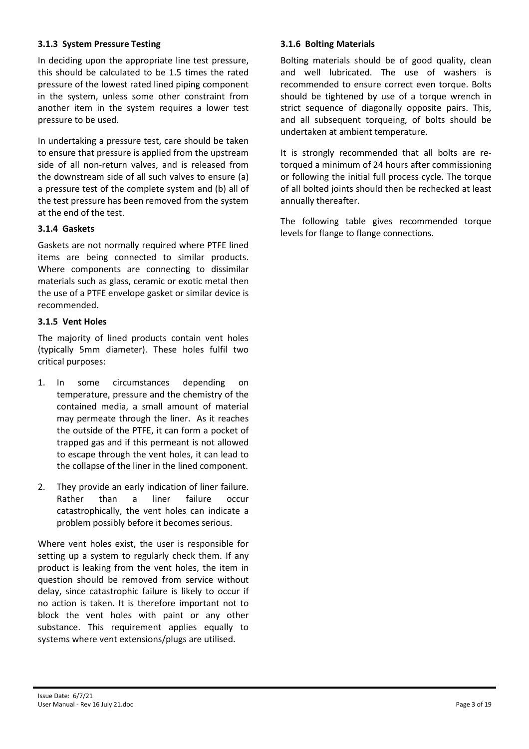### 3.1.3 System Pressure Testing

In deciding upon the appropriate line test pressure, this should be calculated to be 1.5 times the rated pressure of the lowest rated lined piping component in the system, unless some other constraint from another item in the system requires a lower test pressure to be used.

In undertaking a pressure test, care should be taken to ensure that pressure is applied from the upstream side of all non-return valves, and is released from the downstream side of all such valves to ensure (a) a pressure test of the complete system and (b) all of the test pressure has been removed from the system at the end of the test.

### 3.1.4 Gaskets

Gaskets are not normally required where PTFE lined items are being connected to similar products. Where components are connecting to dissimilar materials such as glass, ceramic or exotic metal then the use of a PTFE envelope gasket or similar device is recommended.

### 3.1.5 Vent Holes

The majority of lined products contain vent holes (typically 5mm diameter). These holes fulfil two critical purposes:

1. In some circumstances depending on temperature, pressure and the chemistry of the contained media, a small amount of material may permeate through the liner. As it reaches the outside of the PTFE, it can form a pocket of trapped gas and if this permeant is not allowed to escape through the vent holes, it can lead to the collapse of the liner in the lined component.
2. They provide an early indication of liner failure. Rather than a liner failure occur catastrophically, the vent holes can indicate a problem possibly before it becomes serious.

Where vent holes exist, the user is responsible for setting up a system to regularly check them. If any product is leaking from the vent holes, the item in question should be removed from service without delay, since catastrophic failure is likely to occur if no action is taken. It is therefore important not to block the vent holes with paint or any other substance. This requirement applies equally to systems where vent extensions/plugs are utilised.

### 3.1.6 Bolting Materials

Bolting materials should be of good quality, clean and well lubricated. The use of washers is recommended to ensure correct even torque. Bolts should be tightened by use of a torque wrench in strict sequence of diagonally opposite pairs. This, and all subsequent torqueing, of bolts should be undertaken at ambient temperature.

It is strongly recommended that all bolts are re-torqued a minimum of 24 hours after commissioning or following the initial full process cycle. The torque of all bolted joints should then be rechecked at least annually thereafter.

The following table gives recommended torque levels for flange to flange connections.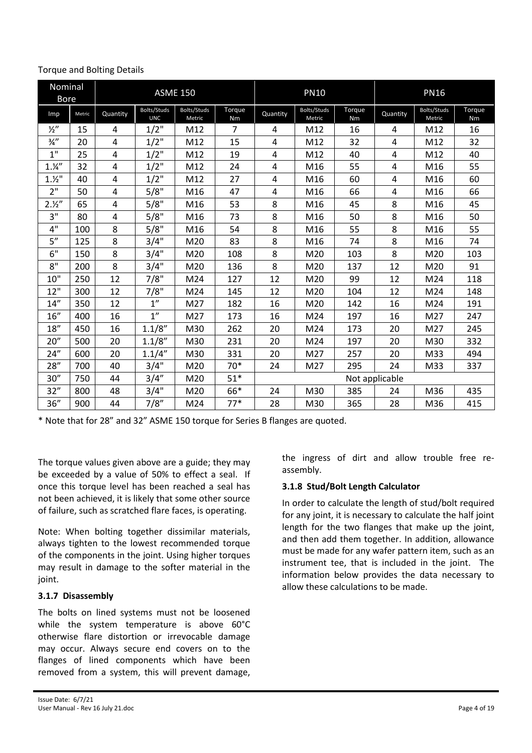Torque and Bolting Details

| Nominal Bore | | ASME 150 | | | | PN10 | | | PN16 | | |
|---|---|---|---|---|---|---|---|---|---|---|---|
| Imp | Metric | Quantity | Bolts/Studs UNC | Bolts/Studs Metric | Torque Nm | Quantity | Bolts/Studs Metric | Torque Nm | Quantity | Bolts/Studs Metric | Torque Nm |
| ½" | 15 | 4 | 1/2" | M12 | 7 | 4 | M12 | 16 | 4 | M12 | 16 |
| ¾" | 20 | 4 | 1/2" | M12 | 15 | 4 | M12 | 32 | 4 | M12 | 32 |
| 1" | 25 | 4 | 1/2" | M12 | 19 | 4 | M12 | 40 | 4 | M12 | 40 |
| 1.¼" | 32 | 4 | 1/2" | M12 | 24 | 4 | M16 | 55 | 4 | M16 | 55 |
| 1.½" | 40 | 4 | 1/2" | M12 | 27 | 4 | M16 | 60 | 4 | M16 | 60 |
| 2" | 50 | 4 | 5/8" | M16 | 47 | 4 | M16 | 66 | 4 | M16 | 66 |
| 2.½" | 65 | 4 | 5/8" | M16 | 53 | 8 | M16 | 45 | 8 | M16 | 45 |
| 3" | 80 | 4 | 5/8" | M16 | 73 | 8 | M16 | 50 | 8 | M16 | 50 |
| 4" | 100 | 8 | 5/8" | M16 | 54 | 8 | M16 | 55 | 8 | M16 | 55 |
| 5" | 125 | 8 | 3/4" | M20 | 83 | 8 | M16 | 74 | 8 | M16 | 74 |
| 6" | 150 | 8 | 3/4" | M20 | 108 | 8 | M20 | 103 | 8 | M20 | 103 |
| 8" | 200 | 8 | 3/4" | M20 | 136 | 8 | M20 | 137 | 12 | M20 | 91 |
| 10" | 250 | 12 | 7/8" | M24 | 127 | 12 | M20 | 99 | 12 | M24 | 118 |
| 12" | 300 | 12 | 7/8" | M24 | 145 | 12 | M20 | 104 | 12 | M24 | 148 |
| 14" | 350 | 12 | 1" | M27 | 182 | 16 | M20 | 142 | 16 | M24 | 191 |
| 16" | 400 | 16 | 1" | M27 | 173 | 16 | M24 | 197 | 16 | M27 | 247 |
| 18" | 450 | 16 | 1.1/8" | M30 | 262 | 20 | M24 | 173 | 20 | M27 | 245 |
| 20" | 500 | 20 | 1.1/8" | M30 | 231 | 20 | M24 | 197 | 20 | M30 | 332 |
| 24" | 600 | 20 | 1.1/4" | M30 | 331 | 20 | M27 | 257 | 20 | M33 | 494 |
| 28" | 700 | 40 | 3/4" | M20 | 70* | 24 | M27 | 295 | 24 | M33 | 337 |
| 30" | 750 | 44 | 3/4" | M20 | 51* | Not applicable | | | | | |
| 32" | 800 | 48 | 3/4" | M20 | 66* | 24 | M30 | 385 | 24 | M36 | 435 |
| 36" | 900 | 44 | 7/8" | M24 | 77* | 28 | M30 | 365 | 28 | M36 | 415 |

* Note that for 28" and 32" ASME 150 torque for Series B flanges are quoted.

The torque values given above are a guide; they may be exceeded by a value of 50% to effect a seal. If once this torque level has been reached a seal has not been achieved, it is likely that some other source of failure, such as scratched flare faces, is operating.

Note: When bolting together dissimilar materials, always tighten to the lowest recommended torque of the components in the joint. Using higher torques may result in damage to the softer material in the joint.

### 3.1.7 Disassembly

The bolts on lined systems must not be loosened while the system temperature is above 60°C otherwise flare distortion or irrevocable damage may occur. Always secure end covers on to the flanges of lined components which have been removed from a system, this will prevent damage, the ingress of dirt and allow trouble free re-assembly.

### 3.1.8 Stud/Bolt Length Calculator

In order to calculate the length of stud/bolt required for any joint, it is necessary to calculate the half joint length for the two flanges that make up the joint, and then add them together. In addition, allowance must be made for any wafer pattern item, such as an instrument tee, that is included in the joint. The information below provides the data necessary to allow these calculations to be made.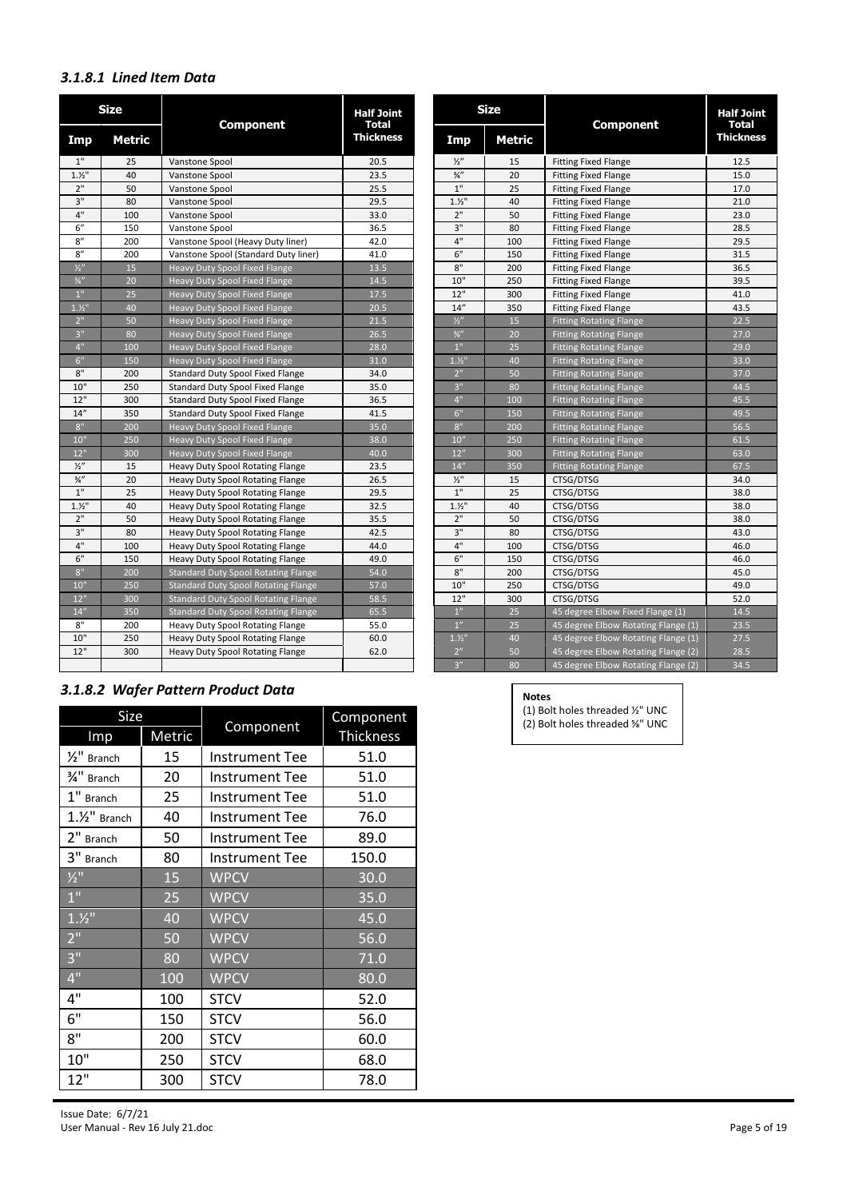### *3.1.8.1 Lined Item Data*

| Size | | Component | Half Joint Total Thickness |
|---|---|---|---|
| Imp | Metric | | |
| 1" | 25 | Vanstone Spool | 20.5 |
| 1.½" | 40 | Vanstone Spool | 23.5 |
| 2" | 50 | Vanstone Spool | 25.5 |
| 3" | 80 | Vanstone Spool | 29.5 |
| 4" | 100 | Vanstone Spool | 33.0 |
| 6" | 150 | Vanstone Spool | 36.5 |
| 8" | 200 | Vanstone Spool (Heavy Duty liner) | 42.0 |
| 8" | 200 | Vanstone Spool (Standard Duty liner) | 41.0 |
| ½" | 15 | Heavy Duty Spool Fixed Flange | 13.5 |
| ¾" | 20 | Heavy Duty Spool Fixed Flange | 14.5 |
| 1" | 25 | Heavy Duty Spool Fixed Flange | 17.5 |
| 1.½" | 40 | Heavy Duty Spool Fixed Flange | 20.5 |
| 2" | 50 | Heavy Duty Spool Fixed Flange | 21.5 |
| 3" | 80 | Heavy Duty Spool Fixed Flange | 26.5 |
| 4" | 100 | Heavy Duty Spool Fixed Flange | 28.0 |
| 6" | 150 | Heavy Duty Spool Fixed Flange | 31.0 |
| 8" | 200 | Standard Duty Spool Fixed Flange | 34.0 |
| 10" | 250 | Standard Duty Spool Fixed Flange | 35.0 |
| 12" | 300 | Standard Duty Spool Fixed Flange | 36.5 |
| 14" | 350 | Standard Duty Spool Fixed Flange | 41.5 |
| 8" | 200 | Heavy Duty Spool Fixed Flange | 35.0 |
| 10" | 250 | Heavy Duty Spool Fixed Flange | 38.0 |
| 12" | 300 | Heavy Duty Spool Fixed Flange | 40.0 |
| ½" | 15 | Heavy Duty Spool Rotating Flange | 23.5 |
| ¾" | 20 | Heavy Duty Spool Rotating Flange | 26.5 |
| 1" | 25 | Heavy Duty Spool Rotating Flange | 29.5 |
| 1.½" | 40 | Heavy Duty Spool Rotating Flange | 32.5 |
| 2" | 50 | Heavy Duty Spool Rotating Flange | 35.5 |
| 3" | 80 | Heavy Duty Spool Rotating Flange | 42.5 |
| 4" | 100 | Heavy Duty Spool Rotating Flange | 44.0 |
| 6" | 150 | Heavy Duty Spool Rotating Flange | 49.0 |
| 8" | 200 | Standard Duty Spool Rotating Flange | 54.0 |
| 10" | 250 | Standard Duty Spool Rotating Flange | 57.0 |
| 12" | 300 | Standard Duty Spool Rotating Flange | 58.5 |
| 14" | 350 | Standard Duty Spool Rotating Flange | 65.5 |
| 8" | 200 | Heavy Duty Spool Rotating Flange | 55.0 |
| 10" | 250 | Heavy Duty Spool Rotating Flange | 60.0 |
| 12" | 300 | Heavy Duty Spool Rotating Flange | 62.0 |

| Size | | Component | Half Joint Total Thickness |
|---|---|---|---|
| Imp | Metric | | |
| ½" | 15 | Fitting Fixed Flange | 12.5 |
| ¾" | 20 | Fitting Fixed Flange | 15.0 |
| 1" | 25 | Fitting Fixed Flange | 17.0 |
| 1.½" | 40 | Fitting Fixed Flange | 21.0 |
| 2" | 50 | Fitting Fixed Flange | 23.0 |
| 3" | 80 | Fitting Fixed Flange | 28.5 |
| 4" | 100 | Fitting Fixed Flange | 29.5 |
| 6" | 150 | Fitting Fixed Flange | 31.5 |
| 8" | 200 | Fitting Fixed Flange | 36.5 |
| 10" | 250 | Fitting Fixed Flange | 39.5 |
| 12" | 300 | Fitting Fixed Flange | 41.0 |
| 14" | 350 | Fitting Fixed Flange | 43.5 |
| ½" | 15 | Fitting Rotating Flange | 22.5 |
| ¾" | 20 | Fitting Rotating Flange | 27.0 |
| 1" | 25 | Fitting Rotating Flange | 29.0 |
| 1.½" | 40 | Fitting Rotating Flange | 33.0 |
| 2" | 50 | Fitting Rotating Flange | 37.0 |
| 3" | 80 | Fitting Rotating Flange | 44.5 |
| 4" | 100 | Fitting Rotating Flange | 45.5 |
| 6" | 150 | Fitting Rotating Flange | 49.5 |
| 8" | 200 | Fitting Rotating Flange | 56.5 |
| 10" | 250 | Fitting Rotating Flange | 61.5 |
| 12" | 300 | Fitting Rotating Flange | 63.0 |
| 14" | 350 | Fitting Rotating Flange | 67.5 |
| ½" | 15 | CTSG/DTSG | 34.0 |
| 1" | 25 | CTSG/DTSG | 38.0 |
| 1.½" | 40 | CTSG/DTSG | 38.0 |
| 2" | 50 | CTSG/DTSG | 38.0 |
| 3" | 80 | CTSG/DTSG | 43.0 |
| 4" | 100 | CTSG/DTSG | 46.0 |
| 6" | 150 | CTSG/DTSG | 46.0 |
| 8" | 200 | CTSG/DTSG | 45.0 |
| 10" | 250 | CTSG/DTSG | 49.0 |
| 12" | 300 | CTSG/DTSG | 52.0 |
| 1" | 25 | 45 degree Elbow Fixed Flange (1) | 14.5 |
| 1" | 25 | 45 degree Elbow Rotating Flange (1) | 23.5 |
| 1.½" | 40 | 45 degree Elbow Rotating Flange (1) | 27.5 |
| 2" | 50 | 45 degree Elbow Rotating Flange (2) | 28.5 |
| 3" | 80 | 45 degree Elbow Rotating Flange (2) | 34.5 |

**Notes**
(1) Bolt holes threaded ½" UNC
(2) Bolt holes threaded ⅝" UNC

### *3.1.8.2 Wafer Pattern Product Data*

| Size | | Component | Component Thickness |
|---|---|---|---|
| Imp | Metric | | |
| ½" Branch | 15 | Instrument Tee | 51.0 |
| ¾" Branch | 20 | Instrument Tee | 51.0 |
| 1" Branch | 25 | Instrument Tee | 51.0 |
| 1.½" Branch | 40 | Instrument Tee | 76.0 |
| 2" Branch | 50 | Instrument Tee | 89.0 |
| 3" Branch | 80 | Instrument Tee | 150.0 |
| ½" | 15 | WPCV | 30.0 |
| 1" | 25 | WPCV | 35.0 |
| 1.½" | 40 | WPCV | 45.0 |
| 2" | 50 | WPCV | 56.0 |
| 3" | 80 | WPCV | 71.0 |
| 4" | 100 | WPCV | 80.0 |
| 4" | 100 | STCV | 52.0 |
| 6" | 150 | STCV | 56.0 |
| 8" | 200 | STCV | 60.0 |
| 10" | 250 | STCV | 68.0 |
| 12" | 300 | STCV | 78.0 |

Issue Date: 6/7/21
User Manual - Rev 16 July 21.doc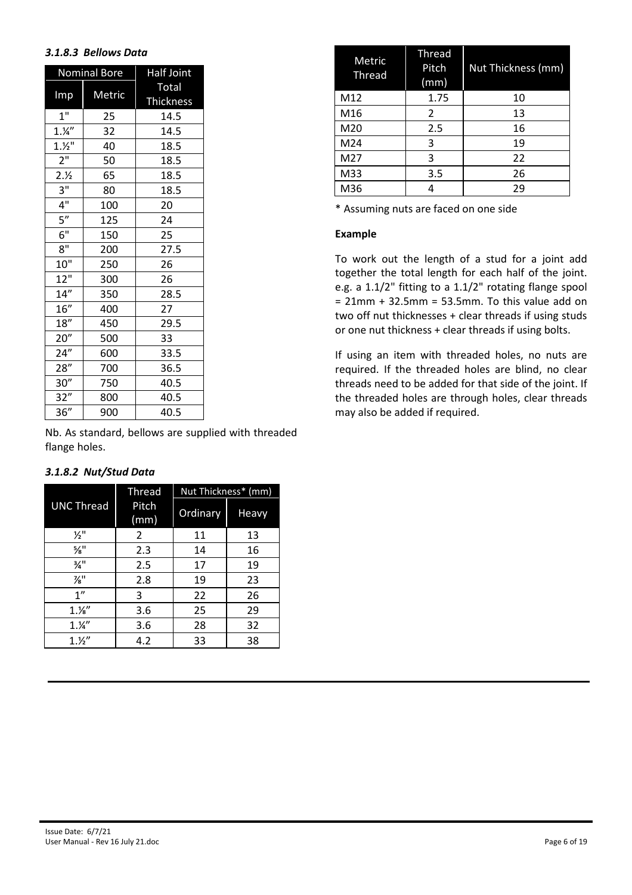### *3.1.8.3 Bellows Data*

| Nominal Bore | | Half Joint Total Thickness |
|---|---|---|
| Imp | Metric | |
| 1" | 25 | 14.5 |
| 1.¼" | 32 | 14.5 |
| 1.½" | 40 | 18.5 |
| 2" | 50 | 18.5 |
| 2.½ | 65 | 18.5 |
| 3" | 80 | 18.5 |
| 4" | 100 | 20 |
| 5" | 125 | 24 |
| 6" | 150 | 25 |
| 8" | 200 | 27.5 |
| 10" | 250 | 26 |
| 12" | 300 | 26 |
| 14" | 350 | 28.5 |
| 16" | 400 | 27 |
| 18" | 450 | 29.5 |
| 20" | 500 | 33 |
| 24" | 600 | 33.5 |
| 28" | 700 | 36.5 |
| 30" | 750 | 40.5 |
| 32" | 800 | 40.5 |
| 36" | 900 | 40.5 |

Nb. As standard, bellows are supplied with threaded flange holes.

### *3.1.8.2 Nut/Stud Data*

| UNC Thread | Thread Pitch (mm) | Nut Thickness* (mm) | |
|---|---|---|---|
| | | Ordinary | Heavy |
| ½" | 2 | 11 | 13 |
| ⅝" | 2.3 | 14 | 16 |
| ¾" | 2.5 | 17 | 19 |
| ⅞" | 2.8 | 19 | 23 |
| 1" | 3 | 22 | 26 |
| 1.⅛" | 3.6 | 25 | 29 |
| 1.¼" | 3.6 | 28 | 32 |
| 1.½" | 4.2 | 33 | 38 |

| Metric Thread | Thread Pitch (mm) | Nut Thickness (mm) |
|---|---|---|
| M12 | 1.75 | 10 |
| M16 | 2 | 13 |
| M20 | 2.5 | 16 |
| M24 | 3 | 19 |
| M27 | 3 | 22 |
| M33 | 3.5 | 26 |
| M36 | 4 | 29 |

\* Assuming nuts are faced on one side

**Example**

To work out the length of a stud for a joint add together the total length for each half of the joint. e.g. a 1.1/2" fitting to a 1.1/2" rotating flange spool = 21mm + 32.5mm = 53.5mm. To this value add on two off nut thicknesses + clear threads if using studs or one nut thickness + clear threads if using bolts.

If using an item with threaded holes, no nuts are required. If the threaded holes are blind, no clear threads need to be added for that side of the joint. If the threaded holes are through holes, clear threads may also be added if required.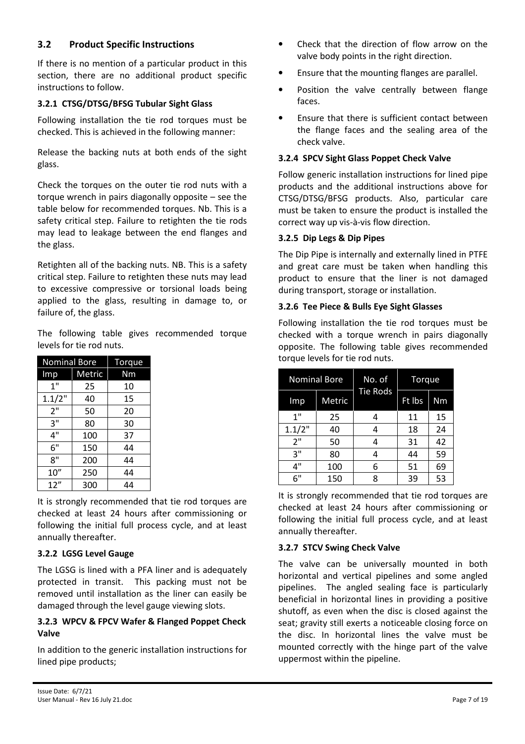## 3.2 Product Specific Instructions

If there is no mention of a particular product in this section, there are no additional product specific instructions to follow.

### 3.2.1 CTSG/DTSG/BFSG Tubular Sight Glass

Following installation the tie rod torques must be checked. This is achieved in the following manner:

Release the backing nuts at both ends of the sight glass.

Check the torques on the outer tie rod nuts with a torque wrench in pairs diagonally opposite – see the table below for recommended torques. Nb. This is a safety critical step. Failure to retighten the tie rods may lead to leakage between the end flanges and the glass.

Retighten all of the backing nuts. NB. This is a safety critical step. Failure to retighten these nuts may lead to excessive compressive or torsional loads being applied to the glass, resulting in damage to, or failure of, the glass.

The following table gives recommended torque levels for tie rod nuts.

| Nominal Bore | | Torque |
|---|---|---|
| Imp | Metric | Nm |
| 1" | 25 | 10 |
| 1.1/2" | 40 | 15 |
| 2" | 50 | 20 |
| 3" | 80 | 30 |
| 4" | 100 | 37 |
| 6" | 150 | 44 |
| 8" | 200 | 44 |
| 10" | 250 | 44 |
| 12" | 300 | 44 |

It is strongly recommended that tie rod torques are checked at least 24 hours after commissioning or following the initial full process cycle, and at least annually thereafter.

### 3.2.2 LGSG Level Gauge

The LGSG is lined with a PFA liner and is adequately protected in transit. This packing must not be removed until installation as the liner can easily be damaged through the level gauge viewing slots.

### 3.2.3 WPCV & FPCV Wafer & Flanged Poppet Check Valve

In addition to the generic installation instructions for lined pipe products;

- Check that the direction of flow arrow on the valve body points in the right direction.
- Ensure that the mounting flanges are parallel.
- Position the valve centrally between flange faces.
- Ensure that there is sufficient contact between the flange faces and the sealing area of the check valve.

### 3.2.4 SPCV Sight Glass Poppet Check Valve

Follow generic installation instructions for lined pipe products and the additional instructions above for CTSG/DTSG/BFSG products. Also, particular care must be taken to ensure the product is installed the correct way up vis-à-vis flow direction.

### 3.2.5 Dip Legs & Dip Pipes

The Dip Pipe is internally and externally lined in PTFE and great care must be taken when handling this product to ensure that the liner is not damaged during transport, storage or installation.

### 3.2.6 Tee Piece & Bulls Eye Sight Glasses

Following installation the tie rod torques must be checked with a torque wrench in pairs diagonally opposite. The following table gives recommended torque levels for tie rod nuts.

| Nominal Bore | | No. of Tie Rods | Torque | |
|---|---|---|---|---|
| Imp | Metric | | Ft lbs | Nm |
| 1" | 25 | 4 | 11 | 15 |
| 1.1/2" | 40 | 4 | 18 | 24 |
| 2" | 50 | 4 | 31 | 42 |
| 3" | 80 | 4 | 44 | 59 |
| 4" | 100 | 6 | 51 | 69 |
| 6" | 150 | 8 | 39 | 53 |

It is strongly recommended that tie rod torques are checked at least 24 hours after commissioning or following the initial full process cycle, and at least annually thereafter.

### 3.2.7 STCV Swing Check Valve

The valve can be universally mounted in both horizontal and vertical pipelines and some angled pipelines. The angled sealing face is particularly beneficial in horizontal lines in providing a positive shutoff, as even when the disc is closed against the seat; gravity still exerts a noticeable closing force on the disc. In horizontal lines the valve must be mounted correctly with the hinge part of the valve uppermost within the pipeline.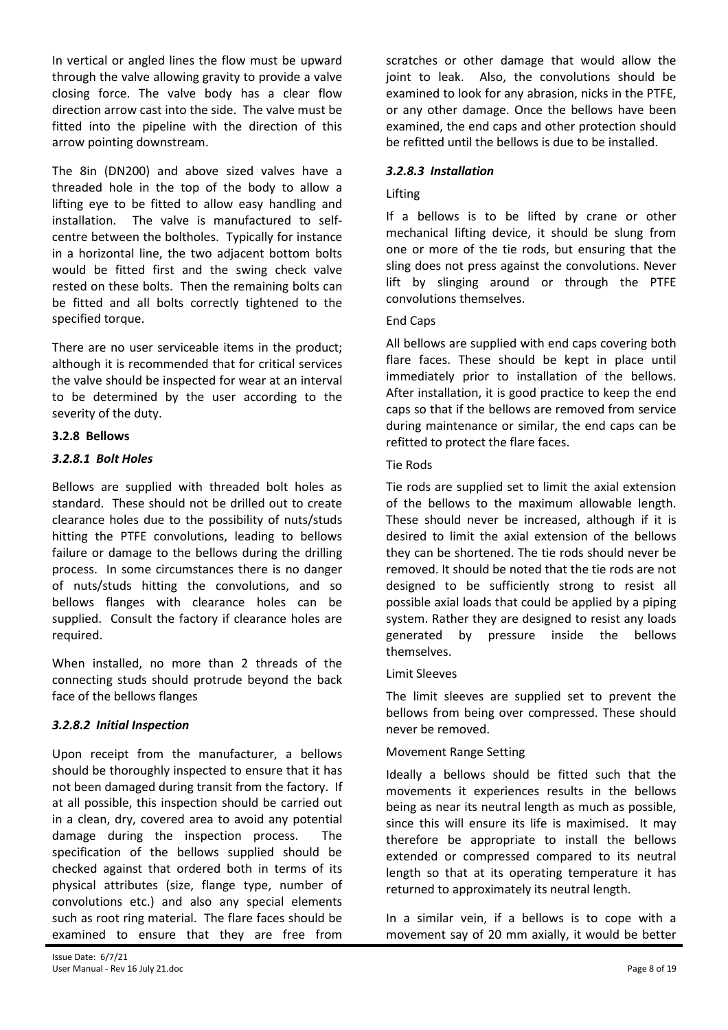In vertical or angled lines the flow must be upward through the valve allowing gravity to provide a valve closing force. The valve body has a clear flow direction arrow cast into the side. The valve must be fitted into the pipeline with the direction of this arrow pointing downstream.

The 8in (DN200) and above sized valves have a threaded hole in the top of the body to allow a lifting eye to be fitted to allow easy handling and installation. The valve is manufactured to self-centre between the boltholes. Typically for instance in a horizontal line, the two adjacent bottom bolts would be fitted first and the swing check valve rested on these bolts. Then the remaining bolts can be fitted and all bolts correctly tightened to the specified torque.

There are no user serviceable items in the product; although it is recommended that for critical services the valve should be inspected for wear at an interval to be determined by the user according to the severity of the duty.

### 3.2.8 Bellows

#### *3.2.8.1 Bolt Holes*

Bellows are supplied with threaded bolt holes as standard. These should not be drilled out to create clearance holes due to the possibility of nuts/studs hitting the PTFE convolutions, leading to bellows failure or damage to the bellows during the drilling process. In some circumstances there is no danger of nuts/studs hitting the convolutions, and so bellows flanges with clearance holes can be supplied. Consult the factory if clearance holes are required.

When installed, no more than 2 threads of the connecting studs should protrude beyond the back face of the bellows flanges

#### *3.2.8.2 Initial Inspection*

Upon receipt from the manufacturer, a bellows should be thoroughly inspected to ensure that it has not been damaged during transit from the factory. If at all possible, this inspection should be carried out in a clean, dry, covered area to avoid any potential damage during the inspection process. The specification of the bellows supplied should be checked against that ordered both in terms of its physical attributes (size, flange type, number of convolutions etc.) and also any special elements such as root ring material. The flare faces should be examined to ensure that they are free from scratches or other damage that would allow the joint to leak. Also, the convolutions should be examined to look for any abrasion, nicks in the PTFE, or any other damage. Once the bellows have been examined, the end caps and other protection should be refitted until the bellows is due to be installed.

#### *3.2.8.3 Installation*

Lifting

If a bellows is to be lifted by crane or other mechanical lifting device, it should be slung from one or more of the tie rods, but ensuring that the sling does not press against the convolutions. Never lift by slinging around or through the PTFE convolutions themselves.

End Caps

All bellows are supplied with end caps covering both flare faces. These should be kept in place until immediately prior to installation of the bellows. After installation, it is good practice to keep the end caps so that if the bellows are removed from service during maintenance or similar, the end caps can be refitted to protect the flare faces.

Tie Rods

Tie rods are supplied set to limit the axial extension of the bellows to the maximum allowable length. These should never be increased, although if it is desired to limit the axial extension of the bellows they can be shortened. The tie rods should never be removed. It should be noted that the tie rods are not designed to be sufficiently strong to resist all possible axial loads that could be applied by a piping system. Rather they are designed to resist any loads generated by pressure inside the bellows themselves.

Limit Sleeves

The limit sleeves are supplied set to prevent the bellows from being over compressed. These should never be removed.

Movement Range Setting

Ideally a bellows should be fitted such that the movements it experiences results in the bellows being as near its neutral length as much as possible, since this will ensure its life is maximised. It may therefore be appropriate to install the bellows extended or compressed compared to its neutral length so that at its operating temperature it has returned to approximately its neutral length.

In a similar vein, if a bellows is to cope with a movement say of 20 mm axially, it would be better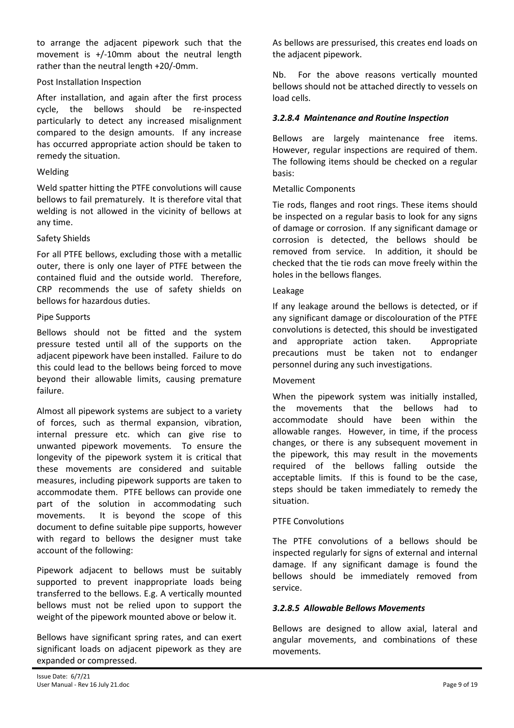to arrange the adjacent pipework such that the movement is +/-10mm about the neutral length rather than the neutral length +20/-0mm.

Post Installation Inspection

After installation, and again after the first process cycle, the bellows should be re-inspected particularly to detect any increased misalignment compared to the design amounts. If any increase has occurred appropriate action should be taken to remedy the situation.

Welding

Weld spatter hitting the PTFE convolutions will cause bellows to fail prematurely. It is therefore vital that welding is not allowed in the vicinity of bellows at any time.

Safety Shields

For all PTFE bellows, excluding those with a metallic outer, there is only one layer of PTFE between the contained fluid and the outside world. Therefore, CRP recommends the use of safety shields on bellows for hazardous duties.

Pipe Supports

Bellows should not be fitted and the system pressure tested until all of the supports on the adjacent pipework have been installed. Failure to do this could lead to the bellows being forced to move beyond their allowable limits, causing premature failure.

Almost all pipework systems are subject to a variety of forces, such as thermal expansion, vibration, internal pressure etc. which can give rise to unwanted pipework movements. To ensure the longevity of the pipework system it is critical that these movements are considered and suitable measures, including pipework supports are taken to accommodate them. PTFE bellows can provide one part of the solution in accommodating such movements. It is beyond the scope of this document to define suitable pipe supports, however with regard to bellows the designer must take account of the following:

Pipework adjacent to bellows must be suitably supported to prevent inappropriate loads being transferred to the bellows. E.g. A vertically mounted bellows must not be relied upon to support the weight of the pipework mounted above or below it.

Bellows have significant spring rates, and can exert significant loads on adjacent pipework as they are expanded or compressed.

As bellows are pressurised, this creates end loads on the adjacent pipework.

Nb. For the above reasons vertically mounted bellows should not be attached directly to vessels on load cells.

#### *3.2.8.4 Maintenance and Routine Inspection*

Bellows are largely maintenance free items. However, regular inspections are required of them. The following items should be checked on a regular basis:

Metallic Components

Tie rods, flanges and root rings. These items should be inspected on a regular basis to look for any signs of damage or corrosion. If any significant damage or corrosion is detected, the bellows should be removed from service. In addition, it should be checked that the tie rods can move freely within the holes in the bellows flanges.

Leakage

If any leakage around the bellows is detected, or if any significant damage or discolouration of the PTFE convolutions is detected, this should be investigated and appropriate action taken. Appropriate precautions must be taken not to endanger personnel during any such investigations.

Movement

When the pipework system was initially installed, the movements that the bellows had to accommodate should have been within the allowable ranges. However, in time, if the process changes, or there is any subsequent movement in the pipework, this may result in the movements required of the bellows falling outside the acceptable limits. If this is found to be the case, steps should be taken immediately to remedy the situation.

PTFE Convolutions

The PTFE convolutions of a bellows should be inspected regularly for signs of external and internal damage. If any significant damage is found the bellows should be immediately removed from service.

#### *3.2.8.5 Allowable Bellows Movements*

Bellows are designed to allow axial, lateral and angular movements, and combinations of these movements.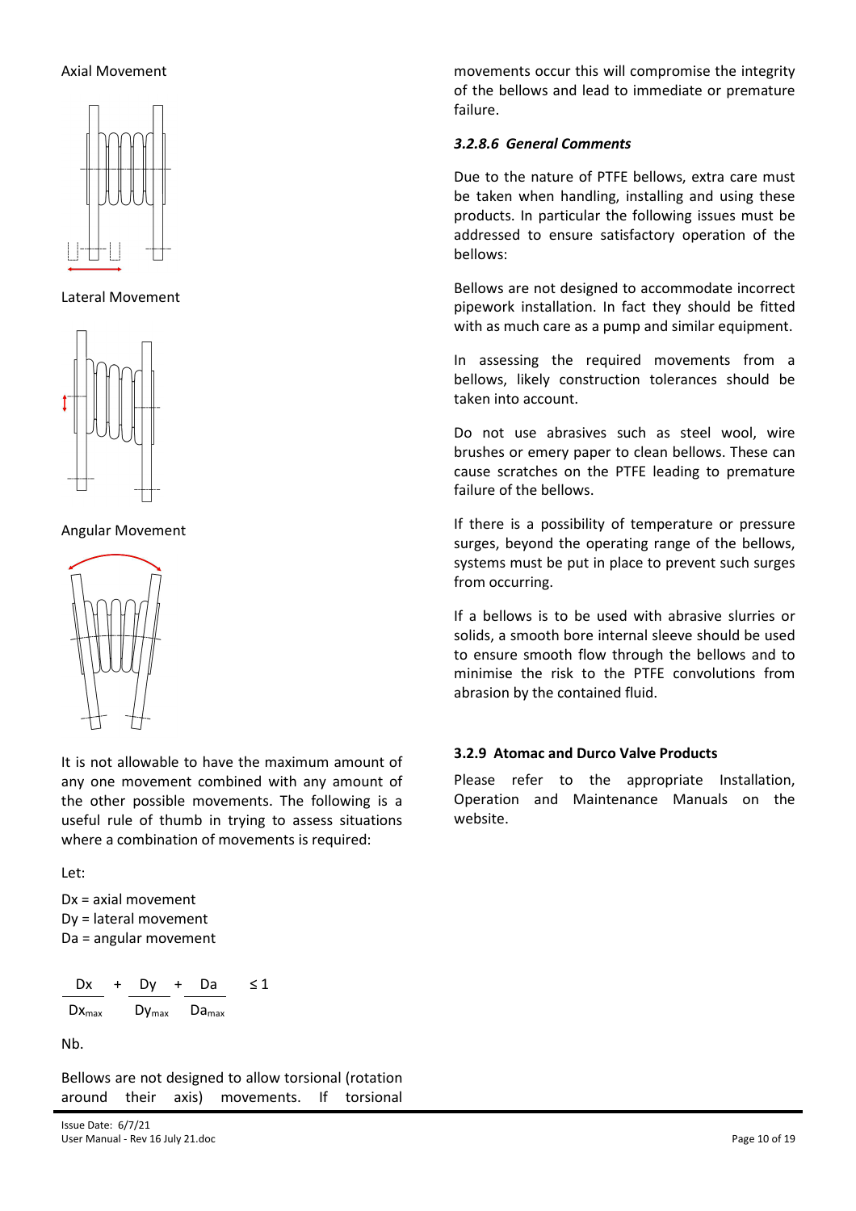Axial Movement

Lateral Movement

Angular Movement

It is not allowable to have the maximum amount of any one movement combined with any amount of the other possible movements. The following is a useful rule of thumb in trying to assess situations where a combination of movements is required:

Let:

Dx = axial movement
Dy = lateral movement
Da = angular movement

$$\frac{Dx}{Dx_{max}} + \frac{Dy}{Dy_{max}} + \frac{Da}{Da_{max}} \leq 1$$

Nb.

Bellows are not designed to allow torsional (rotation around their axis) movements. If torsional movements occur this will compromise the integrity of the bellows and lead to immediate or premature failure.

#### *3.2.8.6 General Comments*

Due to the nature of PTFE bellows, extra care must be taken when handling, installing and using these products. In particular the following issues must be addressed to ensure satisfactory operation of the bellows:

Bellows are not designed to accommodate incorrect pipework installation. In fact they should be fitted with as much care as a pump and similar equipment.

In assessing the required movements from a bellows, likely construction tolerances should be taken into account.

Do not use abrasives such as steel wool, wire brushes or emery paper to clean bellows. These can cause scratches on the PTFE leading to premature failure of the bellows.

If there is a possibility of temperature or pressure surges, beyond the operating range of the bellows, systems must be put in place to prevent such surges from occurring.

If a bellows is to be used with abrasive slurries or solids, a smooth bore internal sleeve should be used to ensure smooth flow through the bellows and to minimise the risk to the PTFE convolutions from abrasion by the contained fluid.

### 3.2.9 Atomac and Durco Valve Products

Please refer to the appropriate Installation, Operation and Maintenance Manuals on the website.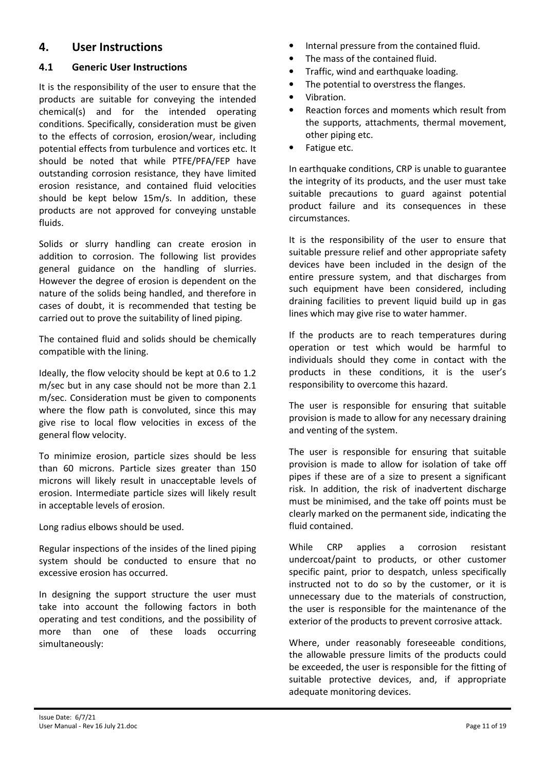## 4. User Instructions

### 4.1 Generic User Instructions

It is the responsibility of the user to ensure that the products are suitable for conveying the intended chemical(s) and for the intended operating conditions. Specifically, consideration must be given to the effects of corrosion, erosion/wear, including potential effects from turbulence and vortices etc. It should be noted that while PTFE/PFA/FEP have outstanding corrosion resistance, they have limited erosion resistance, and contained fluid velocities should be kept below 15m/s. In addition, these products are not approved for conveying unstable fluids.

Solids or slurry handling can create erosion in addition to corrosion. The following list provides general guidance on the handling of slurries. However the degree of erosion is dependent on the nature of the solids being handled, and therefore in cases of doubt, it is recommended that testing be carried out to prove the suitability of lined piping.

The contained fluid and solids should be chemically compatible with the lining.

Ideally, the flow velocity should be kept at 0.6 to 1.2 m/sec but in any case should not be more than 2.1 m/sec. Consideration must be given to components where the flow path is convoluted, since this may give rise to local flow velocities in excess of the general flow velocity.

To minimize erosion, particle sizes should be less than 60 microns. Particle sizes greater than 150 microns will likely result in unacceptable levels of erosion. Intermediate particle sizes will likely result in acceptable levels of erosion.

Long radius elbows should be used.

Regular inspections of the insides of the lined piping system should be conducted to ensure that no excessive erosion has occurred.

In designing the support structure the user must take into account the following factors in both operating and test conditions, and the possibility of more than one of these loads occurring simultaneously:

- Internal pressure from the contained fluid.
- The mass of the contained fluid.
- Traffic, wind and earthquake loading.
- The potential to overstress the flanges.
- Vibration.
- Reaction forces and moments which result from the supports, attachments, thermal movement, other piping etc.
- Fatigue etc.

In earthquake conditions, CRP is unable to guarantee the integrity of its products, and the user must take suitable precautions to guard against potential product failure and its consequences in these circumstances.

It is the responsibility of the user to ensure that suitable pressure relief and other appropriate safety devices have been included in the design of the entire pressure system, and that discharges from such equipment have been considered, including draining facilities to prevent liquid build up in gas lines which may give rise to water hammer.

If the products are to reach temperatures during operation or test which would be harmful to individuals should they come in contact with the products in these conditions, it is the user's responsibility to overcome this hazard.

The user is responsible for ensuring that suitable provision is made to allow for any necessary draining and venting of the system.

The user is responsible for ensuring that suitable provision is made to allow for isolation of take off pipes if these are of a size to present a significant risk. In addition, the risk of inadvertent discharge must be minimised, and the take off points must be clearly marked on the permanent side, indicating the fluid contained.

While CRP applies a corrosion resistant undercoat/paint to products, or other customer specific paint, prior to despatch, unless specifically instructed not to do so by the customer, or it is unnecessary due to the materials of construction, the user is responsible for the maintenance of the exterior of the products to prevent corrosive attack.

Where, under reasonably foreseeable conditions, the allowable pressure limits of the products could be exceeded, the user is responsible for the fitting of suitable protective devices, and, if appropriate adequate monitoring devices.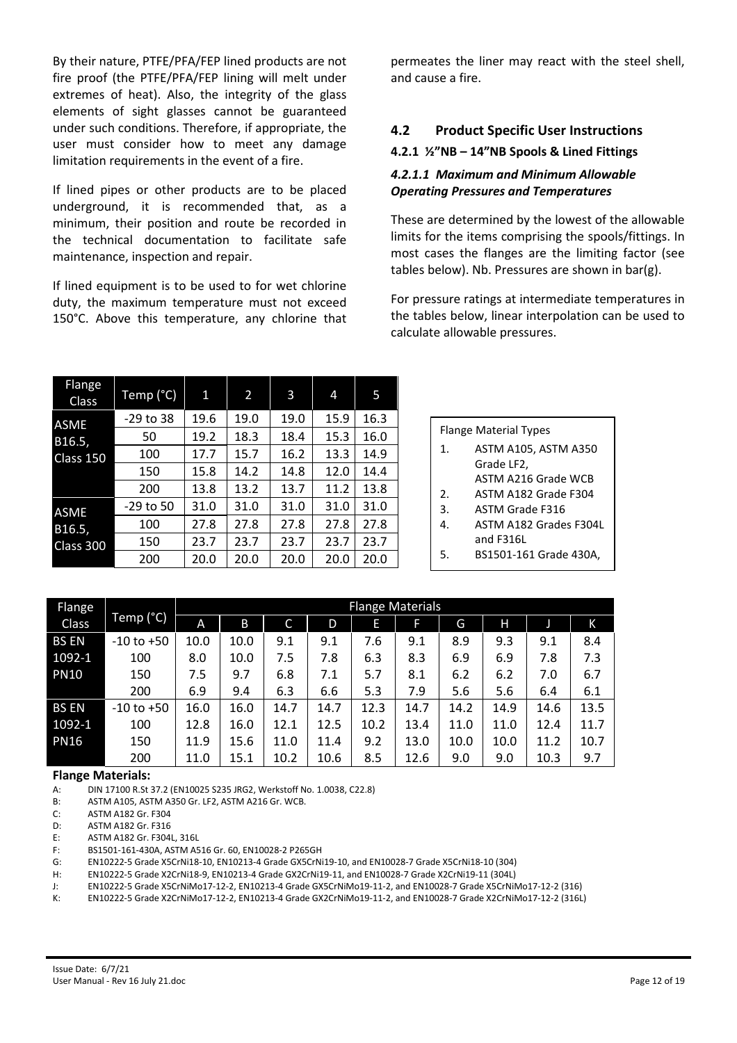By their nature, PTFE/PFA/FEP lined products are not fire proof (the PTFE/PFA/FEP lining will melt under extremes of heat). Also, the integrity of the glass elements of sight glasses cannot be guaranteed under such conditions. Therefore, if appropriate, the user must consider how to meet any damage limitation requirements in the event of a fire.

If lined pipes or other products are to be placed underground, it is recommended that, as a minimum, their position and route be recorded in the technical documentation to facilitate safe maintenance, inspection and repair.

If lined equipment is to be used to for wet chlorine duty, the maximum temperature must not exceed 150°C. Above this temperature, any chlorine that permeates the liner may react with the steel shell, and cause a fire.

## 4.2 Product Specific User Instructions

### 4.2.1 ½"NB – 14"NB Spools & Lined Fittings

#### *4.2.1.1 Maximum and Minimum Allowable Operating Pressures and Temperatures*

These are determined by the lowest of the allowable limits for the items comprising the spools/fittings. In most cases the flanges are the limiting factor (see tables below). Nb. Pressures are shown in bar(g).

For pressure ratings at intermediate temperatures in the tables below, linear interpolation can be used to calculate allowable pressures.

| Flange Class | Temp (°C) | 1 | 2 | 3 | 4 | 5 |
|---|---|---|---|---|---|---|
| ASME B16.5, Class 150 | -29 to 38 | 19.6 | 19.0 | 19.0 | 15.9 | 16.3 |
| | 50 | 19.2 | 18.3 | 18.4 | 15.3 | 16.0 |
| | 100 | 17.7 | 15.7 | 16.2 | 13.3 | 14.9 |
| | 150 | 15.8 | 14.2 | 14.8 | 12.0 | 14.4 |
| | 200 | 13.8 | 13.2 | 13.7 | 11.2 | 13.8 |
| ASME B16.5, Class 300 | -29 to 50 | 31.0 | 31.0 | 31.0 | 31.0 | 31.0 |
| | 100 | 27.8 | 27.8 | 27.8 | 27.8 | 27.8 |
| | 150 | 23.7 | 23.7 | 23.7 | 23.7 | 23.7 |
| | 200 | 20.0 | 20.0 | 20.0 | 20.0 | 20.0 |

Flange Material Types

1. ASTM A105, ASTM A350 Grade LF2, ASTM A216 Grade WCB
2. ASTM A182 Grade F304
3. ASTM Grade F316
4. ASTM A182 Grades F304L and F316L
5. BS1501-161 Grade 430A,

| Flange Class | Temp (°C) | Flange Materials | | | | | | | | | |
|---|---|---|---|---|---|---|---|---|---|---|---|
| | | A | B | C | D | E | F | G | H | J | K |
| BS EN 1092-1 PN10 | -10 to +50 | 10.0 | 10.0 | 9.1 | 9.1 | 7.6 | 9.1 | 8.9 | 9.3 | 9.1 | 8.4 |
| | 100 | 8.0 | 10.0 | 7.5 | 7.8 | 6.3 | 8.3 | 6.9 | 6.9 | 7.8 | 7.3 |
| | 150 | 7.5 | 9.7 | 6.8 | 7.1 | 5.7 | 8.1 | 6.2 | 6.2 | 7.0 | 6.7 |
| | 200 | 6.9 | 9.4 | 6.3 | 6.6 | 5.3 | 7.9 | 5.6 | 5.6 | 6.4 | 6.1 |
| BS EN 1092-1 PN16 | -10 to +50 | 16.0 | 16.0 | 14.7 | 14.7 | 12.3 | 14.7 | 14.2 | 14.9 | 14.6 | 13.5 |
| | 100 | 12.8 | 16.0 | 12.1 | 12.5 | 10.2 | 13.4 | 11.0 | 11.0 | 12.4 | 11.7 |
| | 150 | 11.9 | 15.6 | 11.0 | 11.4 | 9.2 | 13.0 | 10.0 | 10.0 | 11.2 | 10.7 |
| | 200 | 11.0 | 15.1 | 10.2 | 10.6 | 8.5 | 12.6 | 9.0 | 9.0 | 10.3 | 9.7 |

**Flange Materials:**

A: DIN 17100 R.St 37.2 (EN10025 S235 JRG2, Werkstoff No. 1.0038, C22.8)
B: ASTM A105, ASTM A350 Gr. LF2, ASTM A216 Gr. WCB.
C: ASTM A182 Gr. F304
D: ASTM A182 Gr. F316
E: ASTM A182 Gr. F304L, 316L
F: BS1501-161-430A, ASTM A516 Gr. 60, EN10028-2 P265GH
G: EN10222-5 Grade X5CrNi18-10, EN10213-4 Grade GX5CrNi19-10, and EN10028-7 Grade X5CrNi18-10 (304)
H: EN10222-5 Grade X2CrNi18-9, EN10213-4 Grade GX2CrNi19-11, and EN10028-7 Grade X2CrNi19-11 (304L)
J: EN10222-5 Grade X5CrNiMo17-12-2, EN10213-4 Grade GX5CrNiMo19-11-2, and EN10028-7 Grade X5CrNiMo17-12-2 (316)
K: EN10222-5 Grade X2CrNiMo17-12-2, EN10213-4 Grade GX2CrNiMo19-11-2, and EN10028-7 Grade X2CrNiMo17-12-2 (316L)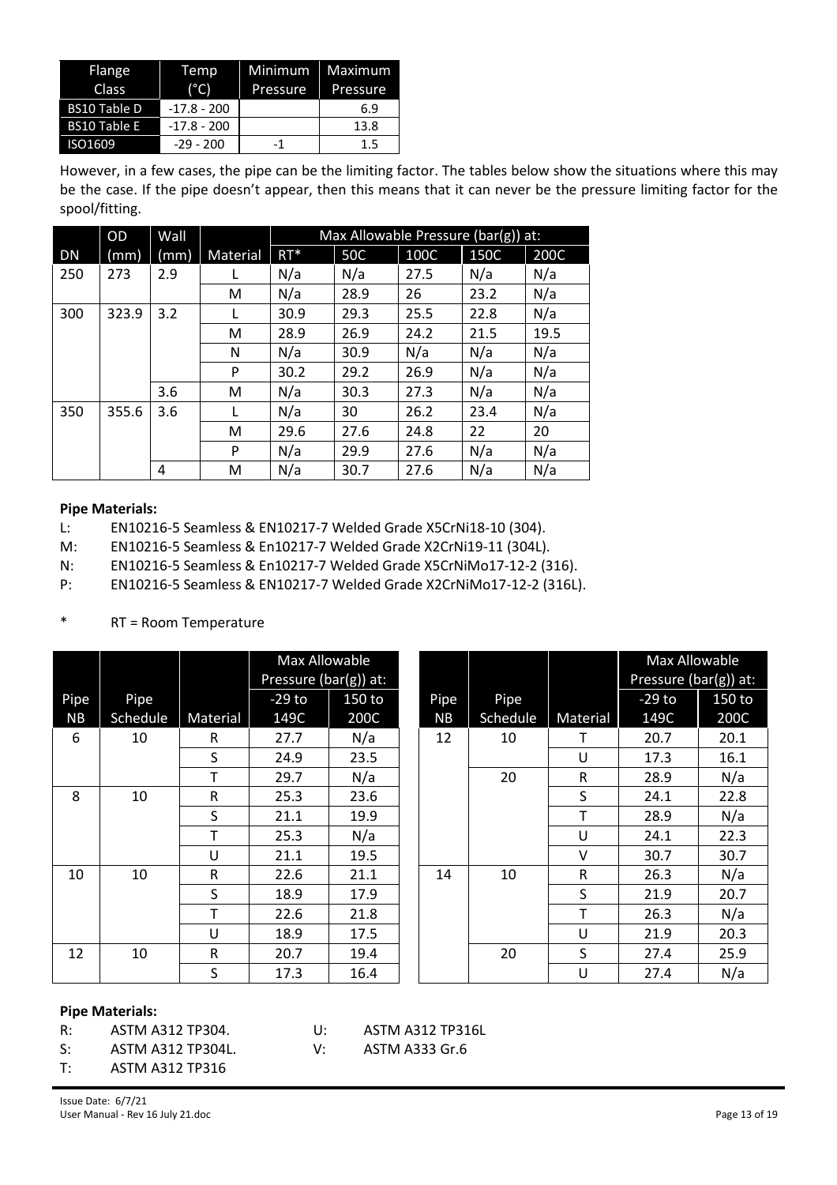| Flange Class | Temp (°C) | Minimum Pressure | Maximum Pressure |
|---|---|---|---|
| BS10 Table D | -17.8 - 200 | | 6.9 |
| BS10 Table E | -17.8 - 200 | | 13.8 |
| ISO1609 | -29 - 200 | -1 | 1.5 |

However, in a few cases, the pipe can be the limiting factor. The tables below show the situations where this may be the case. If the pipe doesn't appear, then this means that it can never be the pressure limiting factor for the spool/fitting.

| | OD | Wall | | Max Allowable Pressure (bar(g)) at: | | | | |
|---|---|---|---|---|---|---|---|---|
| DN | (mm) | (mm) | Material | RT* | 50C | 100C | 150C | 200C |
| 250 | 273 | 2.9 | L | N/a | N/a | 27.5 | N/a | N/a |
| | | | M | N/a | 28.9 | 26 | 23.2 | N/a |
| 300 | 323.9 | 3.2 | L | 30.9 | 29.3 | 25.5 | 22.8 | N/a |
| | | | M | 28.9 | 26.9 | 24.2 | 21.5 | 19.5 |
| | | | N | N/a | 30.9 | N/a | N/a | N/a |
| | | | P | 30.2 | 29.2 | 26.9 | N/a | N/a |
| | | 3.6 | M | N/a | 30.3 | 27.3 | N/a | N/a |
| 350 | 355.6 | 3.6 | L | N/a | 30 | 26.2 | 23.4 | N/a |
| | | | M | 29.6 | 27.6 | 24.8 | 22 | 20 |
| | | | P | N/a | 29.9 | 27.6 | N/a | N/a |
| | | 4 | M | N/a | 30.7 | 27.6 | N/a | N/a |

**Pipe Materials:**

L: EN10216-5 Seamless & EN10217-7 Welded Grade X5CrNi18-10 (304).
M: EN10216-5 Seamless & En10217-7 Welded Grade X2CrNi19-11 (304L).
N: EN10216-5 Seamless & En10217-7 Welded Grade X5CrNiMo17-12-2 (316).
P: EN10216-5 Seamless & EN10217-7 Welded Grade X2CrNiMo17-12-2 (316L).

\* RT = Room Temperature

| | | | Max Allowable Pressure (bar(g)) at: | |
|---|---|---|---|---|
| Pipe NB | Pipe Schedule | Material | -29 to 149C | 150 to 200C |
| 6 | 10 | R | 27.7 | N/a |
| | | S | 24.9 | 23.5 |
| | | T | 29.7 | N/a |
| 8 | 10 | R | 25.3 | 23.6 |
| | | S | 21.1 | 19.9 |
| | | T | 25.3 | N/a |
| | | U | 21.1 | 19.5 |
| 10 | 10 | R | 22.6 | 21.1 |
| | | S | 18.9 | 17.9 |
| | | T | 22.6 | 21.8 |
| | | U | 18.9 | 17.5 |
| 12 | 10 | R | 20.7 | 19.4 |
| | | S | 17.3 | 16.4 |
| 12 | 10 | T | 20.7 | 20.1 |
| | | U | 17.3 | 16.1 |
| | 20 | R | 28.9 | N/a |
| | | S | 24.1 | 22.8 |
| | | T | 28.9 | N/a |
| | | U | 24.1 | 22.3 |
| | | V | 30.7 | 30.7 |
| 14 | 10 | R | 26.3 | N/a |
| | | S | 21.9 | 20.7 |
| | | T | 26.3 | N/a |
| | | U | 21.9 | 20.3 |
| | 20 | S | 27.4 | 25.9 |
| | | U | 27.4 | N/a |

**Pipe Materials:**

R: ASTM A312 TP304.
S: ASTM A312 TP304L.
T: ASTM A312 TP316
U: ASTM A312 TP316L
V: ASTM A333 Gr.6

Issue Date: 6/7/21
User Manual - Rev 16 July 21.doc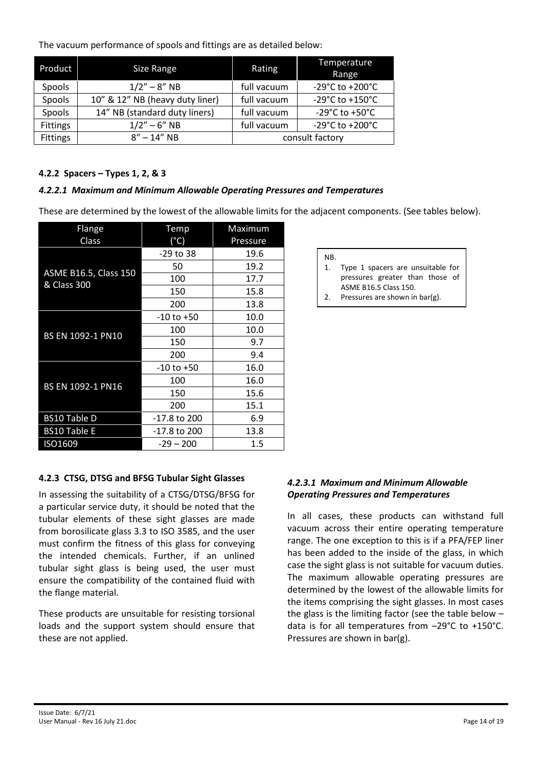The vacuum performance of spools and fittings are as detailed below:

| Product | Size Range | Rating | Temperature Range |
|---|---|---|---|
| Spools | 1/2" – 8" NB | full vacuum | -29°C to +200°C |
| Spools | 10" & 12" NB (heavy duty liner) | full vacuum | -29°C to +150°C |
| Spools | 14" NB (standard duty liners) | full vacuum | -29°C to +50°C |
| Fittings | 1/2" – 6" NB | full vacuum | -29°C to +200°C |
| Fittings | 8" – 14" NB | consult factory | |

### 4.2.2 Spacers – Types 1, 2, & 3

#### *4.2.2.1 Maximum and Minimum Allowable Operating Pressures and Temperatures*

These are determined by the lowest of the allowable limits for the adjacent components. (See tables below).

| Flange Class | Temp (°C) | Maximum Pressure |
|---|---|---|
| ASME B16.5, Class 150 & Class 300 | -29 to 38 | 19.6 |
| | 50 | 19.2 |
| | 100 | 17.7 |
| | 150 | 15.8 |
| | 200 | 13.8 |
| BS EN 1092-1 PN10 | -10 to +50 | 10.0 |
| | 100 | 10.0 |
| | 150 | 9.7 |
| | 200 | 9.4 |
| BS EN 1092-1 PN16 | -10 to +50 | 16.0 |
| | 100 | 16.0 |
| | 150 | 15.6 |
| | 200 | 15.1 |
| BS10 Table D | -17.8 to 200 | 6.9 |
| BS10 Table E | -17.8 to 200 | 13.8 |
| ISO1609 | -29 – 200 | 1.5 |

NB.

1. Type 1 spacers are unsuitable for pressures greater than those of ASME B16.5 Class 150.
2. Pressures are shown in bar(g).

### 4.2.3 CTSG, DTSG and BFSG Tubular Sight Glasses

In assessing the suitability of a CTSG/DTSG/BFSG for a particular service duty, it should be noted that the tubular elements of these sight glasses are made from borosilicate glass 3.3 to ISO 3585, and the user must confirm the fitness of this glass for conveying the intended chemicals. Further, if an unlined tubular sight glass is being used, the user must ensure the compatibility of the contained fluid with the flange material.

These products are unsuitable for resisting torsional loads and the support system should ensure that these are not applied.

#### *4.2.3.1 Maximum and Minimum Allowable Operating Pressures and Temperatures*

In all cases, these products can withstand full vacuum across their entire operating temperature range. The one exception to this is if a PFA/FEP liner has been added to the inside of the glass, in which case the sight glass is not suitable for vacuum duties. The maximum allowable operating pressures are determined by the lowest of the allowable limits for the items comprising the sight glasses. In most cases the glass is the limiting factor (see the table below – data is for all temperatures from –29°C to +150°C. Pressures are shown in bar(g).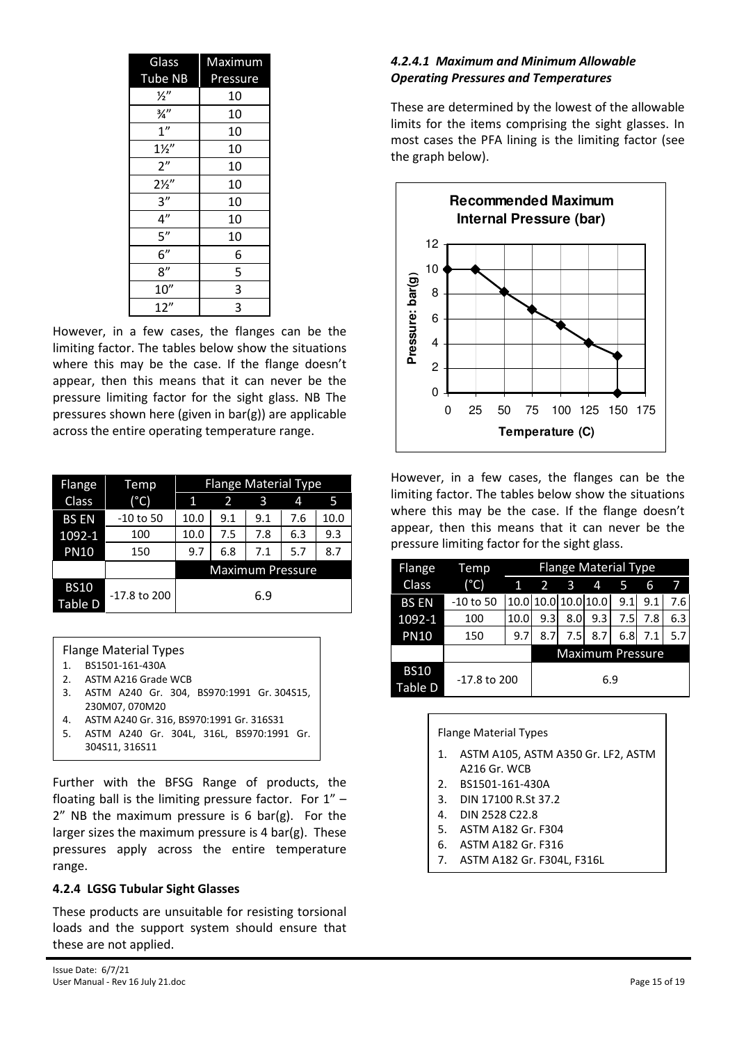| Glass Tube NB | Maximum Pressure |
|---|---|
| ½" | 10 |
| ¾" | 10 |
| 1" | 10 |
| 1½" | 10 |
| 2" | 10 |
| 2½" | 10 |
| 3" | 10 |
| 4" | 10 |
| 5" | 10 |
| 6" | 6 |
| 8" | 5 |
| 10" | 3 |
| 12" | 3 |

However, in a few cases, the flanges can be the limiting factor. The tables below show the situations where this may be the case. If the flange doesn't appear, then this means that it can never be the pressure limiting factor for the sight glass. NB The pressures shown here (given in bar(g)) are applicable across the entire operating temperature range.

| Flange Class | Temp (°C) | Flange Material Type 1 | 2 | 3 | 4 | 5 |
|---|---|---|---|---|---|---|
| BS EN 1092-1 PN10 | -10 to 50 | 10.0 | 9.1 | 9.1 | 7.6 | 10.0 |
| | 100 | 10.0 | 7.5 | 7.8 | 6.3 | 9.3 |
| | 150 | 9.7 | 6.8 | 7.1 | 5.7 | 8.7 |
| | | Maximum Pressure | | | | |
| BS10 Table D | -17.8 to 200 | 6.9 | | | | |

Flange Material Types

1. BS1501-161-430A
2. ASTM A216 Grade WCB
3. ASTM A240 Gr. 304, BS970:1991 Gr. 304S15, 230M07, 070M20
4. ASTM A240 Gr. 316, BS970:1991 Gr. 316S31
5. ASTM A240 Gr. 304L, 316L, BS970:1991 Gr. 304S11, 316S11

Further with the BFSG Range of products, the floating ball is the limiting pressure factor. For 1" – 2" NB the maximum pressure is 6 bar(g). For the larger sizes the maximum pressure is 4 bar(g). These pressures apply across the entire temperature range.

### 4.2.4 LGSG Tubular Sight Glasses

These products are unsuitable for resisting torsional loads and the support system should ensure that these are not applied.

#### *4.2.4.1 Maximum and Minimum Allowable Operating Pressures and Temperatures*

These are determined by the lowest of the allowable limits for the items comprising the sight glasses. In most cases the PFA lining is the limiting factor (see the graph below).

**Recommended Maximum Internal Pressure (bar)**

| Temperature (C) | 0 | 25 | 50 | 75 | 100 | 125 | 150 | 150 |
|---|---|---|---|---|---|---|---|---|
| Pressure: bar(g) | 10 | 10 | 8.2 | 6.8 | 5.5 | 4.1 | 3 | 0 |

However, in a few cases, the flanges can be the limiting factor. The tables below show the situations where this may be the case. If the flange doesn't appear, then this means that it can never be the pressure limiting factor for the sight glass.

| Flange Class | Temp (°C) | Flange Material Type 1 | 2 | 3 | 4 | 5 | 6 | 7 |
|---|---|---|---|---|---|---|---|---|
| BS EN 1092-1 PN10 | -10 to 50 | 10.0 | 10.0 | 10.0 | 10.0 | 9.1 | 9.1 | 7.6 |
| | 100 | 10.0 | 9.3 | 8.0 | 9.3 | 7.5 | 7.8 | 6.3 |
| | 150 | 9.7 | 8.7 | 7.5 | 8.7 | 6.8 | 7.1 | 5.7 |
| | | Maximum Pressure | | | | | | |
| BS10 Table D | -17.8 to 200 | 6.9 | | | | | | |

Flange Material Types

1. ASTM A105, ASTM A350 Gr. LF2, ASTM A216 Gr. WCB
2. BS1501-161-430A
3. DIN 17100 R.St 37.2
4. DIN 2528 C22.8
5. ASTM A182 Gr. F304
6. ASTM A182 Gr. F316
7. ASTM A182 Gr. F304L, F316L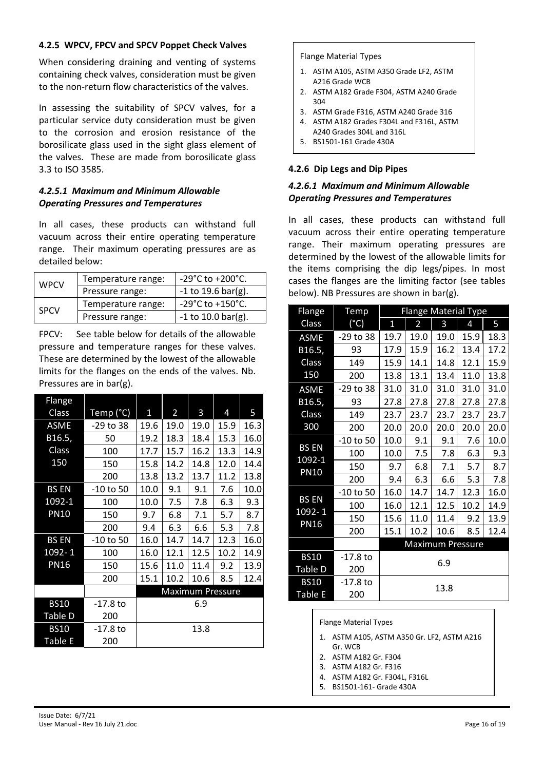### 4.2.5 WPCV, FPCV and SPCV Poppet Check Valves

When considering draining and venting of systems containing check valves, consideration must be given to the non-return flow characteristics of the valves.

In assessing the suitability of SPCV valves, for a particular service duty consideration must be given to the corrosion and erosion resistance of the borosilicate glass used in the sight glass element of the valves. These are made from borosilicate glass 3.3 to ISO 3585.

#### *4.2.5.1 Maximum and Minimum Allowable Operating Pressures and Temperatures*

In all cases, these products can withstand full vacuum across their entire operating temperature range. Their maximum operating pressures are as detailed below:

| | | |
|---|---|---|
| WPCV | Temperature range: | -29°C to +200°C. |
| | Pressure range: | -1 to 19.6 bar(g). |
| SPCV | Temperature range: | -29°C to +150°C. |
| | Pressure range: | -1 to 10.0 bar(g). |

FPCV: See table below for details of the allowable pressure and temperature ranges for these valves. These are determined by the lowest of the allowable limits for the flanges on the ends of the valves. Nb. Pressures are in bar(g).

| Flange Class | Temp (°C) | 1 | 2 | 3 | 4 | 5 |
|---|---|---|---|---|---|---|
| ASME B16.5, Class 150 | -29 to 38 | 19.6 | 19.0 | 19.0 | 15.9 | 16.3 |
| | 50 | 19.2 | 18.3 | 18.4 | 15.3 | 16.0 |
| | 100 | 17.7 | 15.7 | 16.2 | 13.3 | 14.9 |
| | 150 | 15.8 | 14.2 | 14.8 | 12.0 | 14.4 |
| | 200 | 13.8 | 13.2 | 13.7 | 11.2 | 13.8 |
| BS EN 1092-1 PN10 | -10 to 50 | 10.0 | 9.1 | 9.1 | 7.6 | 10.0 |
| | 100 | 10.0 | 7.5 | 7.8 | 6.3 | 9.3 |
| | 150 | 9.7 | 6.8 | 7.1 | 5.7 | 8.7 |
| | 200 | 9.4 | 6.3 | 6.6 | 5.3 | 7.8 |
| BS EN 1092- 1 PN16 | -10 to 50 | 16.0 | 14.7 | 14.7 | 12.3 | 16.0 |
| | 100 | 16.0 | 12.1 | 12.5 | 10.2 | 14.9 |
| | 150 | 15.6 | 11.0 | 11.4 | 9.2 | 13.9 |
| | 200 | 15.1 | 10.2 | 10.6 | 8.5 | 12.4 |
| | | Maximum Pressure | | | | |
| BS10 Table D | -17.8 to 200 | 6.9 | | | | |
| BS10 Table E | -17.8 to 200 | 13.8 | | | | |

Flange Material Types

1. ASTM A105, ASTM A350 Grade LF2, ASTM A216 Grade WCB
2. ASTM A182 Grade F304, ASTM A240 Grade 304
3. ASTM Grade F316, ASTM A240 Grade 316
4. ASTM A182 Grades F304L and F316L, ASTM A240 Grades 304L and 316L
5. BS1501-161 Grade 430A

### 4.2.6 Dip Legs and Dip Pipes

#### *4.2.6.1 Maximum and Minimum Allowable Operating Pressures and Temperatures*

In all cases, these products can withstand full vacuum across their entire operating temperature range. Their maximum operating pressures are determined by the lowest of the allowable limits for the items comprising the dip legs/pipes. In most cases the flanges are the limiting factor (see tables below). NB Pressures are shown in bar(g).

| Flange Class | Temp (°C) | Flange Material Type | | | | |
|---|---|---|---|---|---|---|
| | | 1 | 2 | 3 | 4 | 5 |
| ASME B16.5, Class 150 | -29 to 38 | 19.7 | 19.0 | 19.0 | 15.9 | 18.3 |
| | 93 | 17.9 | 15.9 | 16.2 | 13.4 | 17.2 |
| | 149 | 15.9 | 14.1 | 14.8 | 12.1 | 15.9 |
| | 200 | 13.8 | 13.1 | 13.4 | 11.0 | 13.8 |
| ASME B16.5, Class 300 | -29 to 38 | 31.0 | 31.0 | 31.0 | 31.0 | 31.0 |
| | 93 | 27.8 | 27.8 | 27.8 | 27.8 | 27.8 |
| | 149 | 23.7 | 23.7 | 23.7 | 23.7 | 23.7 |
| | 200 | 20.0 | 20.0 | 20.0 | 20.0 | 20.0 |
| BS EN 1092-1 PN10 | -10 to 50 | 10.0 | 9.1 | 9.1 | 7.6 | 10.0 |
| | 100 | 10.0 | 7.5 | 7.8 | 6.3 | 9.3 |
| | 150 | 9.7 | 6.8 | 7.1 | 5.7 | 8.7 |
| | 200 | 9.4 | 6.3 | 6.6 | 5.3 | 7.8 |
| BS EN 1092- 1 PN16 | -10 to 50 | 16.0 | 14.7 | 14.7 | 12.3 | 16.0 |
| | 100 | 16.0 | 12.1 | 12.5 | 10.2 | 14.9 |
| | 150 | 15.6 | 11.0 | 11.4 | 9.2 | 13.9 |
| | 200 | 15.1 | 10.2 | 10.6 | 8.5 | 12.4 |
| | | Maximum Pressure | | | | |
| BS10 Table D | -17.8 to 200 | 6.9 | | | | |
| BS10 Table E | -17.8 to 200 | 13.8 | | | | |

Flange Material Types

1. ASTM A105, ASTM A350 Gr. LF2, ASTM A216 Gr. WCB
2. ASTM A182 Gr. F304
3. ASTM A182 Gr. F316
4. ASTM A182 Gr. F304L, F316L
5. BS1501-161- Grade 430A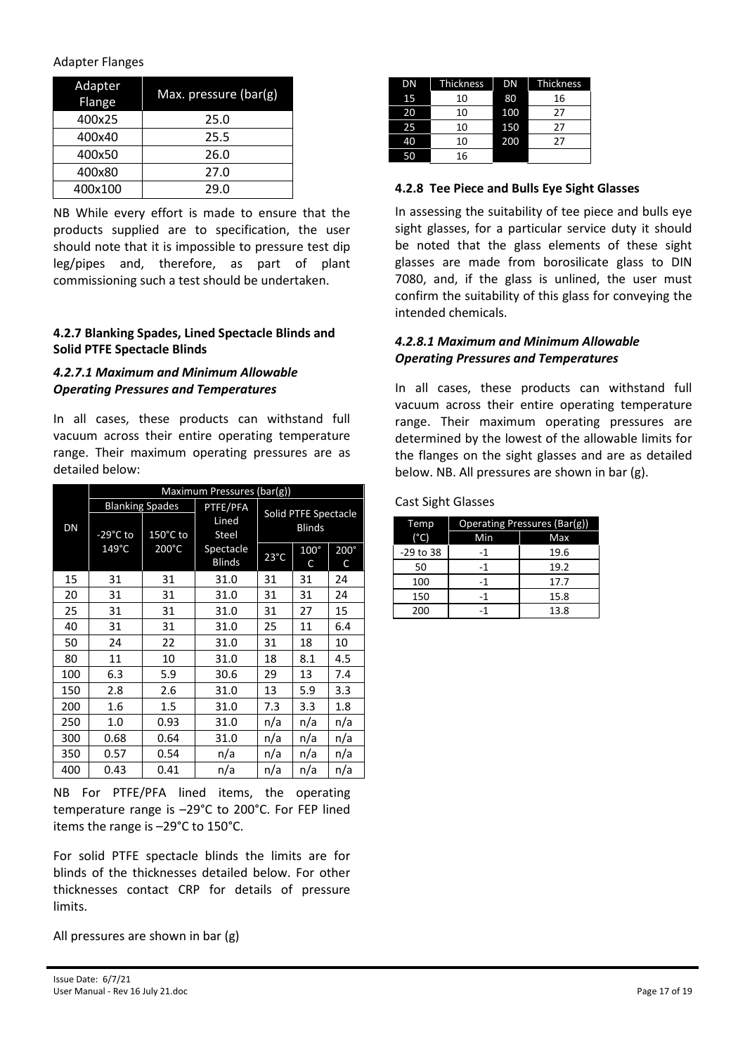Adapter Flanges

| Adapter Flange | Max. pressure (bar(g) |
|---|---|
| 400x25 | 25.0 |
| 400x40 | 25.5 |
| 400x50 | 26.0 |
| 400x80 | 27.0 |
| 400x100 | 29.0 |

NB While every effort is made to ensure that the products supplied are to specification, the user should note that it is impossible to pressure test dip leg/pipes and, therefore, as part of plant commissioning such a test should be undertaken.

#### 4.2.7 Blanking Spades, Lined Spectacle Blinds and Solid PTFE Spectacle Blinds

##### *4.2.7.1 Maximum and Minimum Allowable Operating Pressures and Temperatures*

In all cases, these products can withstand full vacuum across their entire operating temperature range. Their maximum operating pressures are as detailed below:

| DN | Maximum Pressures (bar(g)) | | | | | |
|---|---|---|---|---|---|---|
| | Blanking Spades | | PTFE/PFA Lined Steel Spectacle Blinds | Solid PTFE Spectacle Blinds | | |
| | -29°C to 149°C | 150°C to 200°C | | 23°C | 100°C | 200°C |
| 15 | 31 | 31 | 31.0 | 31 | 31 | 24 |
| 20 | 31 | 31 | 31.0 | 31 | 31 | 24 |
| 25 | 31 | 31 | 31.0 | 31 | 27 | 15 |
| 40 | 31 | 31 | 31.0 | 25 | 11 | 6.4 |
| 50 | 24 | 22 | 31.0 | 31 | 18 | 10 |
| 80 | 11 | 10 | 31.0 | 18 | 8.1 | 4.5 |
| 100 | 6.3 | 5.9 | 30.6 | 29 | 13 | 7.4 |
| 150 | 2.8 | 2.6 | 31.0 | 13 | 5.9 | 3.3 |
| 200 | 1.6 | 1.5 | 31.0 | 7.3 | 3.3 | 1.8 |
| 250 | 1.0 | 0.93 | 31.0 | n/a | n/a | n/a |
| 300 | 0.68 | 0.64 | 31.0 | n/a | n/a | n/a |
| 350 | 0.57 | 0.54 | n/a | n/a | n/a | n/a |
| 400 | 0.43 | 0.41 | n/a | n/a | n/a | n/a |

NB For PTFE/PFA lined items, the operating temperature range is –29°C to 200°C. For FEP lined items the range is –29°C to 150°C.

For solid PTFE spectacle blinds the limits are for blinds of the thicknesses detailed below. For other thicknesses contact CRP for details of pressure limits.

All pressures are shown in bar (g)

| DN | Thickness | DN | Thickness |
|---|---|---|---|
| 15 | 10 | 80 | 16 |
| 20 | 10 | 100 | 27 |
| 25 | 10 | 150 | 27 |
| 40 | 10 | 200 | 27 |
| 50 | 16 | | |

#### 4.2.8 Tee Piece and Bulls Eye Sight Glasses

In assessing the suitability of tee piece and bulls eye sight glasses, for a particular service duty it should be noted that the glass elements of these sight glasses are made from borosilicate glass to DIN 7080, and, if the glass is unlined, the user must confirm the suitability of this glass for conveying the intended chemicals.

##### *4.2.8.1 Maximum and Minimum Allowable Operating Pressures and Temperatures*

In all cases, these products can withstand full vacuum across their entire operating temperature range. Their maximum operating pressures are determined by the lowest of the allowable limits for the flanges on the sight glasses and are as detailed below. NB. All pressures are shown in bar (g).

Cast Sight Glasses

| Temp (°C) | Operating Pressures (Bar(g)) | |
|---|---|---|
| | Min | Max |
| -29 to 38 | -1 | 19.6 |
| 50 | -1 | 19.2 |
| 100 | -1 | 17.7 |
| 150 | -1 | 15.8 |
| 200 | -1 | 13.8 |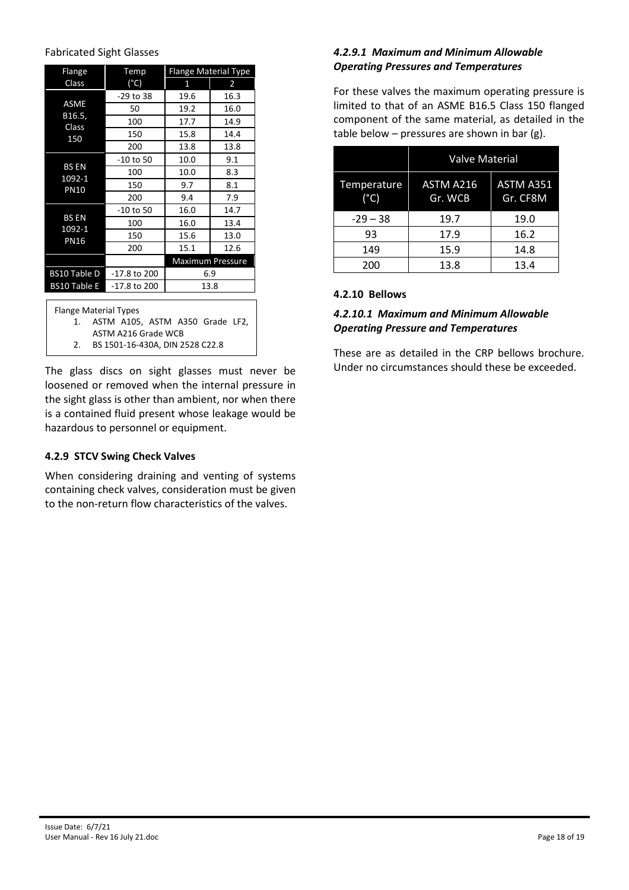Fabricated Sight Glasses

| Flange Class | Temp (°C) | Flange Material Type 1 | Flange Material Type 2 |
|---|---|---|---|
| ASME B16.5, Class 150 | -29 to 38 | 19.6 | 16.3 |
| | 50 | 19.2 | 16.0 |
| | 100 | 17.7 | 14.9 |
| | 150 | 15.8 | 14.4 |
| | 200 | 13.8 | 13.8 |
| BS EN 1092-1 PN10 | -10 to 50 | 10.0 | 9.1 |
| | 100 | 10.0 | 8.3 |
| | 150 | 9.7 | 8.1 |
| | 200 | 9.4 | 7.9 |
| BS EN 1092-1 PN16 | -10 to 50 | 16.0 | 14.7 |
| | 100 | 16.0 | 13.4 |
| | 150 | 15.6 | 13.0 |
| | 200 | 15.1 | 12.6 |
| | | Maximum Pressure | |
| BS10 Table D | -17.8 to 200 | 6.9 | |
| BS10 Table E | -17.8 to 200 | 13.8 | |

Flange Material Types
1. ASTM A105, ASTM A350 Grade LF2, ASTM A216 Grade WCB
2. BS 1501-16-430A, DIN 2528 C22.8

The glass discs on sight glasses must never be loosened or removed when the internal pressure in the sight glass is other than ambient, nor when there is a contained fluid present whose leakage would be hazardous to personnel or equipment.

### 4.2.9 STCV Swing Check Valves

When considering draining and venting of systems containing check valves, consideration must be given to the non-return flow characteristics of the valves.

#### *4.2.9.1 Maximum and Minimum Allowable Operating Pressures and Temperatures*

For these valves the maximum operating pressure is limited to that of an ASME B16.5 Class 150 flanged component of the same material, as detailed in the table below – pressures are shown in bar (g).

| | Valve Material | |
|---|---|---|
| Temperature (°C) | ASTM A216 Gr. WCB | ASTM A351 Gr. CF8M |
| -29 – 38 | 19.7 | 19.0 |
| 93 | 17.9 | 16.2 |
| 149 | 15.9 | 14.8 |
| 200 | 13.8 | 13.4 |

### 4.2.10 Bellows

#### *4.2.10.1 Maximum and Minimum Allowable Operating Pressure and Temperatures*

These are as detailed in the CRP bellows brochure. Under no circumstances should these be exceeded.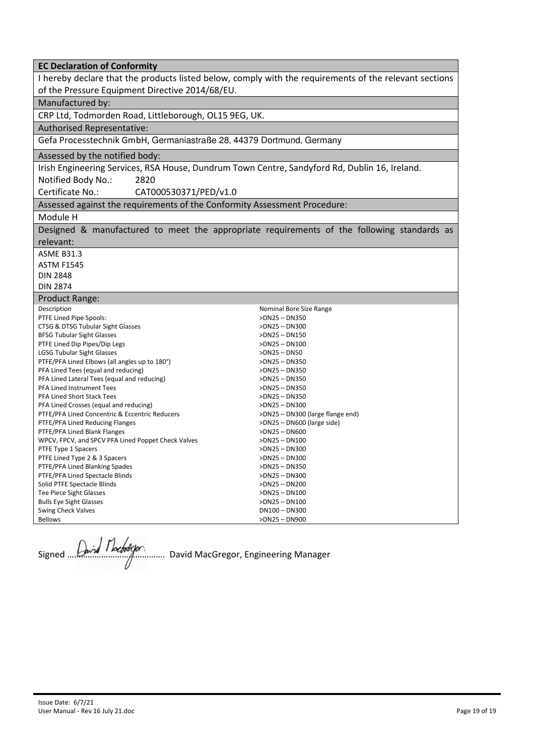## EC Declaration of Conformity

I hereby declare that the products listed below, comply with the requirements of the relevant sections of the Pressure Equipment Directive 2014/68/EU.

**Manufactured by:**

CRP Ltd, Todmorden Road, Littleborough, OL15 9EG, UK.

**Authorised Representative:**

Gefa Processtechnik GmbH, Germaniastraße 28, 44379 Dortmund, Germany

**Assessed by the notified body:**

Irish Engineering Services, RSA House, Dundrum Town Centre, Sandyford Rd, Dublin 16, Ireland.

Notified Body No.: 2820

Certificate No.: CAT000530371/PED/v1.0

**Assessed against the requirements of the Conformity Assessment Procedure:**

Module H

**Designed & manufactured to meet the appropriate requirements of the following standards as relevant:**

ASME B31.3
ASTM F1545
DIN 2848
DIN 2874

**Product Range:**

| Description | Nominal Bore Size Range |
|---|---|
| PTFE Lined Pipe Spools: | >DN25 – DN350 |
| CTSG & DTSG Tubular Sight Glasses | >DN25 – DN300 |
| BFSG Tubular Sight Glasses | >DN25 – DN150 |
| PTFE Lined Dip Pipes/Dip Legs | >DN25 – DN100 |
| LGSG Tubular Sight Glasses | >DN25 – DN50 |
| PTFE/PFA Lined Elbows (all angles up to 180°) | >DN25 – DN350 |
| PFA Lined Tees (equal and reducing) | >DN25 – DN350 |
| PFA Lined Lateral Tees (equal and reducing) | >DN25 – DN350 |
| PFA Lined Instrument Tees | >DN25 – DN350 |
| PFA Lined Short Stack Tees | >DN25 – DN350 |
| PFA Lined Crosses (equal and reducing) | >DN25 – DN300 |
| PTFE/PFA Lined Concentric & Eccentric Reducers | >DN25 – DN300 (large flange end) |
| PTFE/PFA Lined Reducing Flanges | >DN25 – DN600 (large side) |
| PTFE/PFA Lined Blank Flanges | >DN25 – DN600 |
| WPCV, FPCV, and SPCV PFA Lined Poppet Check Valves | >DN25 – DN100 |
| PTFE Type 1 Spacers | >DN25 – DN300 |
| PTFE Lined Type 2 & 3 Spacers | >DN25 – DN300 |
| PTFE/PFA Lined Blanking Spades | >DN25 – DN350 |
| PTFE/PFA Lined Spectacle Blinds | >DN25 – DN300 |
| Solid PTFE Spectacle Blinds | >DN25 – DN200 |
| Tee Piece Sight Glasses | >DN25 – DN100 |
| Bulls Eye Sight Glasses | >DN25 – DN100 |
| Swing Check Valves | DN100 – DN300 |
| Bellows | >DN25 – DN900 |

Signed ……………………………………. David MacGregor, Engineering Manager

Issue Date: 6/7/21
User Manual - Rev 16 July 21.doc